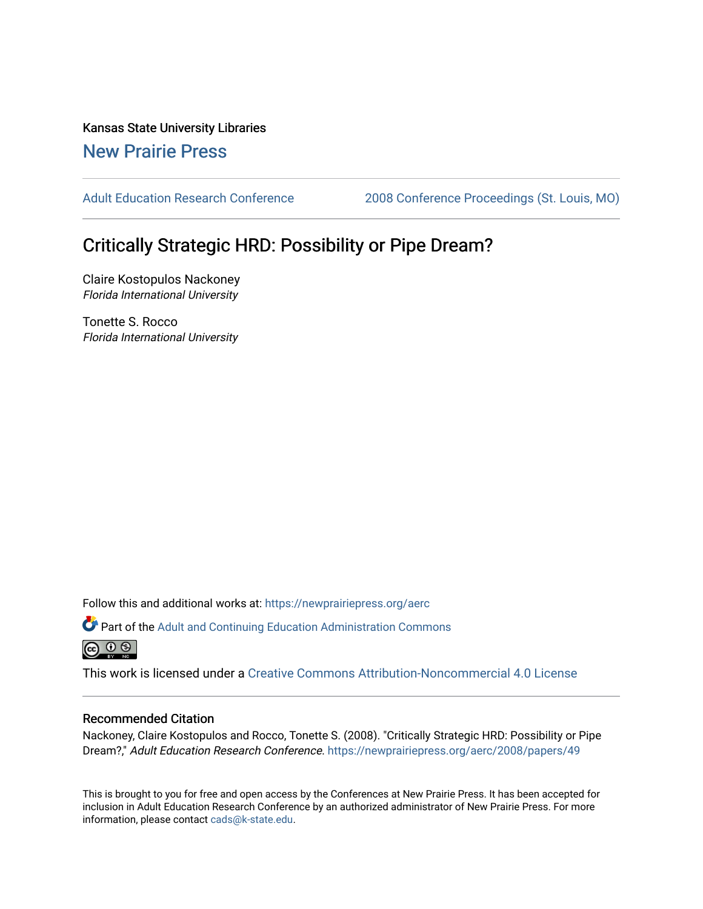Kansas State University Libraries

## New Prairie Press

Adult Education Research Conference | 2008 Conference Proceedings (St. Louis, MO)

# Critically Strategic HRD: Possibility or Pipe Dream?

Claire Kostopulos Nackoney
*Florida International University*

Tonette S. Rocco
*Florida International University*

Follow this and additional works at: https://newprairiepress.org/aerc

Part of the Adult and Continuing Education Administration Commons

This work is licensed under a Creative Commons Attribution-Noncommercial 4.0 License

### Recommended Citation

Nackoney, Claire Kostopulos and Rocco, Tonette S. (2008). "Critically Strategic HRD: Possibility or Pipe Dream?," *Adult Education Research Conference*. https://newprairiepress.org/aerc/2008/papers/49

This is brought to you for free and open access by the Conferences at New Prairie Press. It has been accepted for inclusion in Adult Education Research Conference by an authorized administrator of New Prairie Press. For more information, please contact cads@k-state.edu.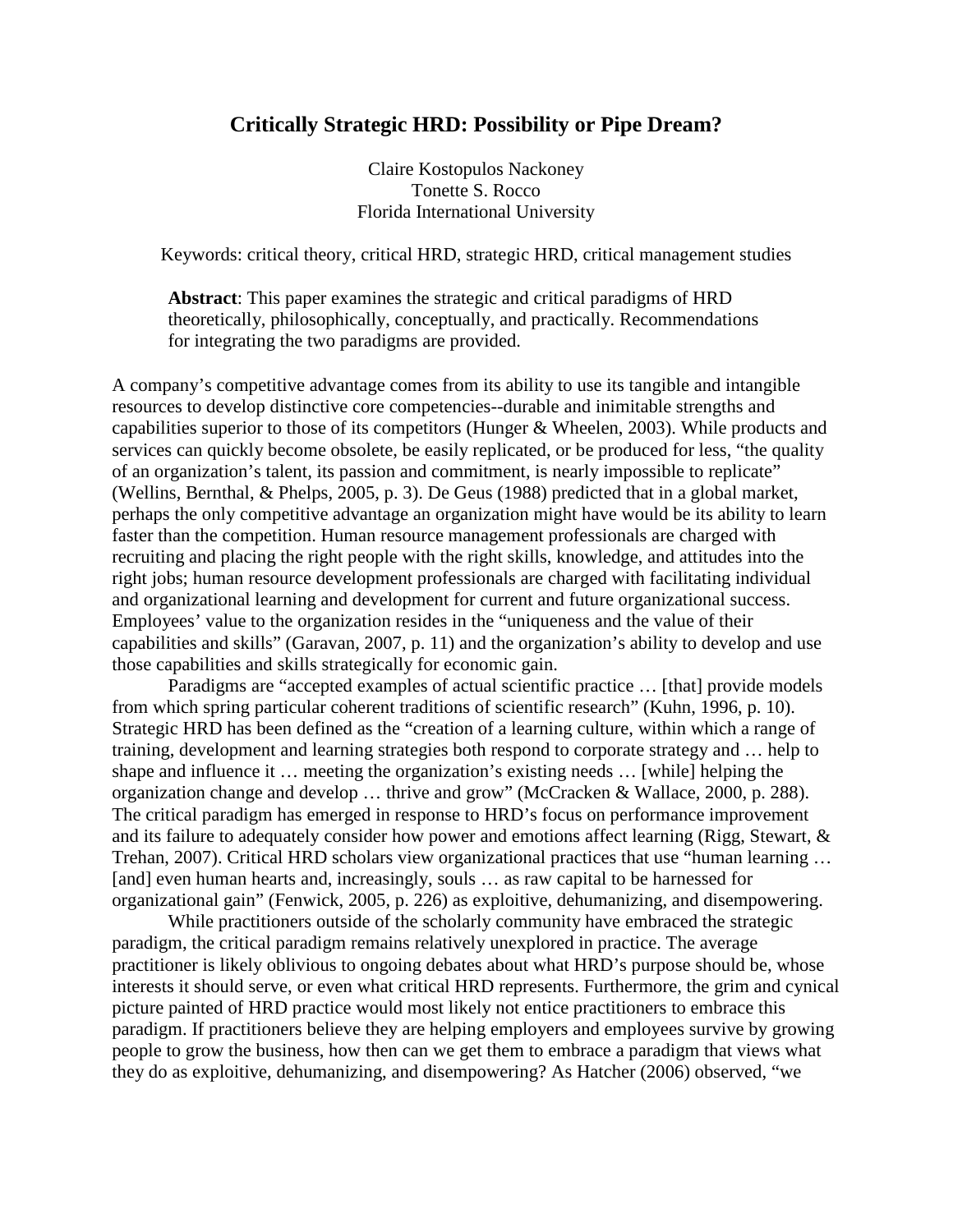# Critically Strategic HRD: Possibility or Pipe Dream?

Claire Kostopulos Nackoney
Tonette S. Rocco
Florida International University

Keywords: critical theory, critical HRD, strategic HRD, critical management studies

**Abstract**: This paper examines the strategic and critical paradigms of HRD theoretically, philosophically, conceptually, and practically. Recommendations for integrating the two paradigms are provided.

A company's competitive advantage comes from its ability to use its tangible and intangible resources to develop distinctive core competencies--durable and inimitable strengths and capabilities superior to those of its competitors (Hunger & Wheelen, 2003). While products and services can quickly become obsolete, be easily replicated, or be produced for less, "the quality of an organization's talent, its passion and commitment, is nearly impossible to replicate" (Wellins, Bernthal, & Phelps, 2005, p. 3). De Geus (1988) predicted that in a global market, perhaps the only competitive advantage an organization might have would be its ability to learn faster than the competition. Human resource management professionals are charged with recruiting and placing the right people with the right skills, knowledge, and attitudes into the right jobs; human resource development professionals are charged with facilitating individual and organizational learning and development for current and future organizational success. Employees' value to the organization resides in the "uniqueness and the value of their capabilities and skills" (Garavan, 2007, p. 11) and the organization's ability to develop and use those capabilities and skills strategically for economic gain.

Paradigms are "accepted examples of actual scientific practice … [that] provide models from which spring particular coherent traditions of scientific research" (Kuhn, 1996, p. 10). Strategic HRD has been defined as the "creation of a learning culture, within which a range of training, development and learning strategies both respond to corporate strategy and … help to shape and influence it … meeting the organization's existing needs … [while] helping the organization change and develop … thrive and grow" (McCracken & Wallace, 2000, p. 288). The critical paradigm has emerged in response to HRD's focus on performance improvement and its failure to adequately consider how power and emotions affect learning (Rigg, Stewart, & Trehan, 2007). Critical HRD scholars view organizational practices that use "human learning … [and] even human hearts and, increasingly, souls … as raw capital to be harnessed for organizational gain" (Fenwick, 2005, p. 226) as exploitive, dehumanizing, and disempowering.

While practitioners outside of the scholarly community have embraced the strategic paradigm, the critical paradigm remains relatively unexplored in practice. The average practitioner is likely oblivious to ongoing debates about what HRD's purpose should be, whose interests it should serve, or even what critical HRD represents. Furthermore, the grim and cynical picture painted of HRD practice would most likely not entice practitioners to embrace this paradigm. If practitioners believe they are helping employers and employees survive by growing people to grow the business, how then can we get them to embrace a paradigm that views what they do as exploitive, dehumanizing, and disempowering? As Hatcher (2006) observed, "we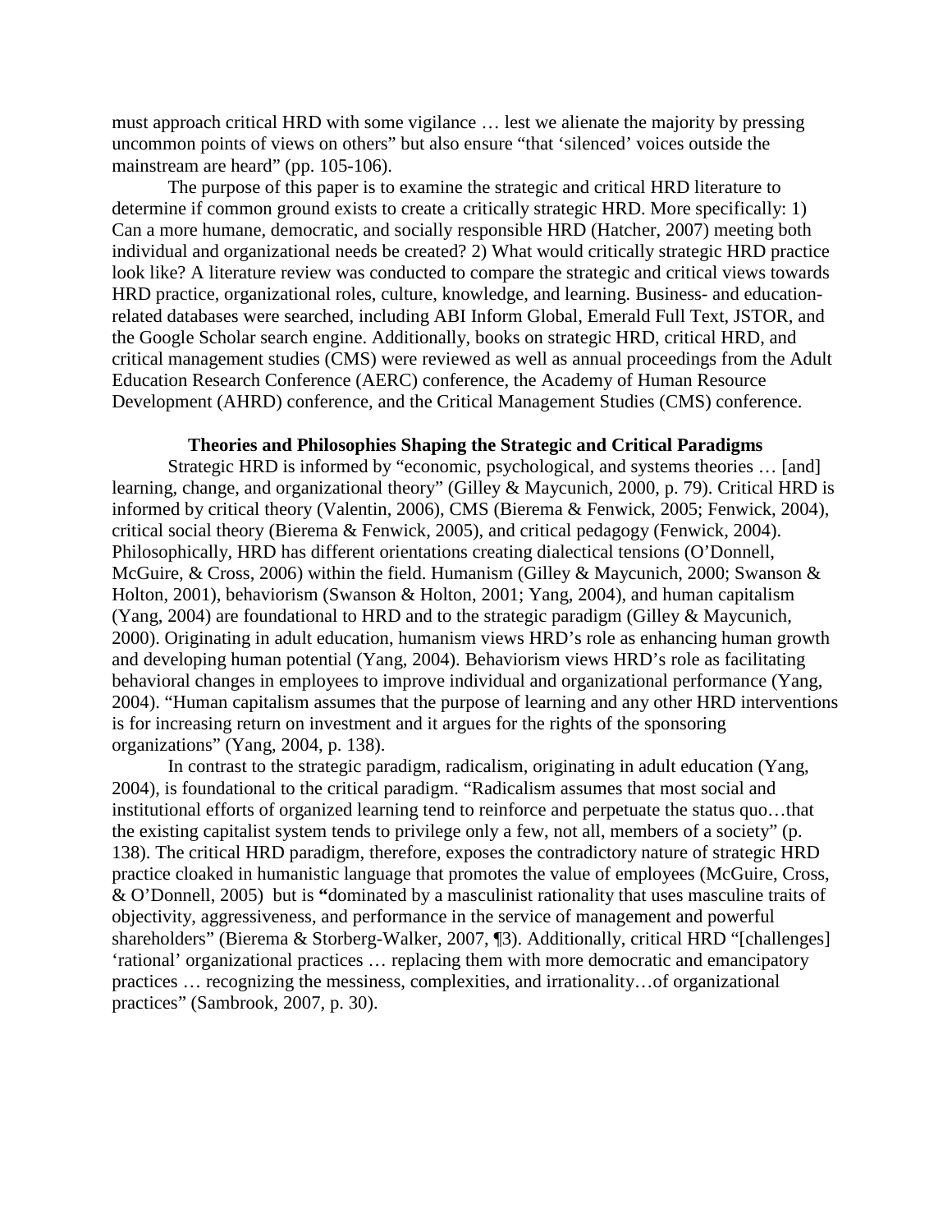must approach critical HRD with some vigilance … lest we alienate the majority by pressing uncommon points of views on others" but also ensure "that 'silenced' voices outside the mainstream are heard" (pp. 105-106).

The purpose of this paper is to examine the strategic and critical HRD literature to determine if common ground exists to create a critically strategic HRD. More specifically: 1) Can a more humane, democratic, and socially responsible HRD (Hatcher, 2007) meeting both individual and organizational needs be created? 2) What would critically strategic HRD practice look like? A literature review was conducted to compare the strategic and critical views towards HRD practice, organizational roles, culture, knowledge, and learning. Business- and education-related databases were searched, including ABI Inform Global, Emerald Full Text, JSTOR, and the Google Scholar search engine. Additionally, books on strategic HRD, critical HRD, and critical management studies (CMS) were reviewed as well as annual proceedings from the Adult Education Research Conference (AERC) conference, the Academy of Human Resource Development (AHRD) conference, and the Critical Management Studies (CMS) conference.

## Theories and Philosophies Shaping the Strategic and Critical Paradigms

Strategic HRD is informed by "economic, psychological, and systems theories … [and] learning, change, and organizational theory" (Gilley & Maycunich, 2000, p. 79). Critical HRD is informed by critical theory (Valentin, 2006), CMS (Bierema & Fenwick, 2005; Fenwick, 2004), critical social theory (Bierema & Fenwick, 2005), and critical pedagogy (Fenwick, 2004). Philosophically, HRD has different orientations creating dialectical tensions (O'Donnell, McGuire, & Cross, 2006) within the field. Humanism (Gilley & Maycunich, 2000; Swanson & Holton, 2001), behaviorism (Swanson & Holton, 2001; Yang, 2004), and human capitalism (Yang, 2004) are foundational to HRD and to the strategic paradigm (Gilley & Maycunich, 2000). Originating in adult education, humanism views HRD's role as enhancing human growth and developing human potential (Yang, 2004). Behaviorism views HRD's role as facilitating behavioral changes in employees to improve individual and organizational performance (Yang, 2004). "Human capitalism assumes that the purpose of learning and any other HRD interventions is for increasing return on investment and it argues for the rights of the sponsoring organizations" (Yang, 2004, p. 138).

In contrast to the strategic paradigm, radicalism, originating in adult education (Yang, 2004), is foundational to the critical paradigm. "Radicalism assumes that most social and institutional efforts of organized learning tend to reinforce and perpetuate the status quo…that the existing capitalist system tends to privilege only a few, not all, members of a society" (p. 138). The critical HRD paradigm, therefore, exposes the contradictory nature of strategic HRD practice cloaked in humanistic language that promotes the value of employees (McGuire, Cross, & O'Donnell, 2005) but is "dominated by a masculinist rationality that uses masculine traits of objectivity, aggressiveness, and performance in the service of management and powerful shareholders" (Bierema & Storberg-Walker, 2007, ¶3). Additionally, critical HRD "[challenges] 'rational' organizational practices … replacing them with more democratic and emancipatory practices … recognizing the messiness, complexities, and irrationality…of organizational practices" (Sambrook, 2007, p. 30).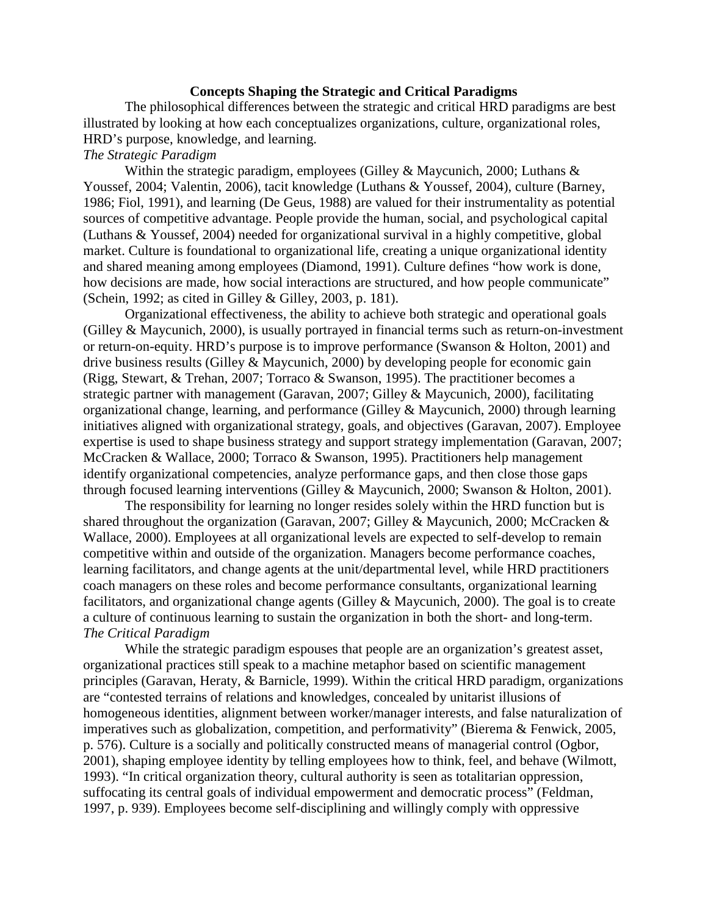## Concepts Shaping the Strategic and Critical Paradigms

The philosophical differences between the strategic and critical HRD paradigms are best illustrated by looking at how each conceptualizes organizations, culture, organizational roles, HRD's purpose, knowledge, and learning.

### *The Strategic Paradigm*

Within the strategic paradigm, employees (Gilley & Maycunich, 2000; Luthans & Youssef, 2004; Valentin, 2006), tacit knowledge (Luthans & Youssef, 2004), culture (Barney, 1986; Fiol, 1991), and learning (De Geus, 1988) are valued for their instrumentality as potential sources of competitive advantage. People provide the human, social, and psychological capital (Luthans & Youssef, 2004) needed for organizational survival in a highly competitive, global market. Culture is foundational to organizational life, creating a unique organizational identity and shared meaning among employees (Diamond, 1991). Culture defines "how work is done, how decisions are made, how social interactions are structured, and how people communicate" (Schein, 1992; as cited in Gilley & Gilley, 2003, p. 181).

Organizational effectiveness, the ability to achieve both strategic and operational goals (Gilley & Maycunich, 2000), is usually portrayed in financial terms such as return-on-investment or return-on-equity. HRD's purpose is to improve performance (Swanson & Holton, 2001) and drive business results (Gilley & Maycunich, 2000) by developing people for economic gain (Rigg, Stewart, & Trehan, 2007; Torraco & Swanson, 1995). The practitioner becomes a strategic partner with management (Garavan, 2007; Gilley & Maycunich, 2000), facilitating organizational change, learning, and performance (Gilley & Maycunich, 2000) through learning initiatives aligned with organizational strategy, goals, and objectives (Garavan, 2007). Employee expertise is used to shape business strategy and support strategy implementation (Garavan, 2007; McCracken & Wallace, 2000; Torraco & Swanson, 1995). Practitioners help management identify organizational competencies, analyze performance gaps, and then close those gaps through focused learning interventions (Gilley & Maycunich, 2000; Swanson & Holton, 2001).

The responsibility for learning no longer resides solely within the HRD function but is shared throughout the organization (Garavan, 2007; Gilley & Maycunich, 2000; McCracken & Wallace, 2000). Employees at all organizational levels are expected to self-develop to remain competitive within and outside of the organization. Managers become performance coaches, learning facilitators, and change agents at the unit/departmental level, while HRD practitioners coach managers on these roles and become performance consultants, organizational learning facilitators, and organizational change agents (Gilley & Maycunich, 2000). The goal is to create a culture of continuous learning to sustain the organization in both the short- and long-term.

### *The Critical Paradigm*

While the strategic paradigm espouses that people are an organization's greatest asset, organizational practices still speak to a machine metaphor based on scientific management principles (Garavan, Heraty, & Barnicle, 1999). Within the critical HRD paradigm, organizations are "contested terrains of relations and knowledges, concealed by unitarist illusions of homogeneous identities, alignment between worker/manager interests, and false naturalization of imperatives such as globalization, competition, and performativity" (Bierema & Fenwick, 2005, p. 576). Culture is a socially and politically constructed means of managerial control (Ogbor, 2001), shaping employee identity by telling employees how to think, feel, and behave (Wilmott, 1993). "In critical organization theory, cultural authority is seen as totalitarian oppression, suffocating its central goals of individual empowerment and democratic process" (Feldman, 1997, p. 939). Employees become self-disciplining and willingly comply with oppressive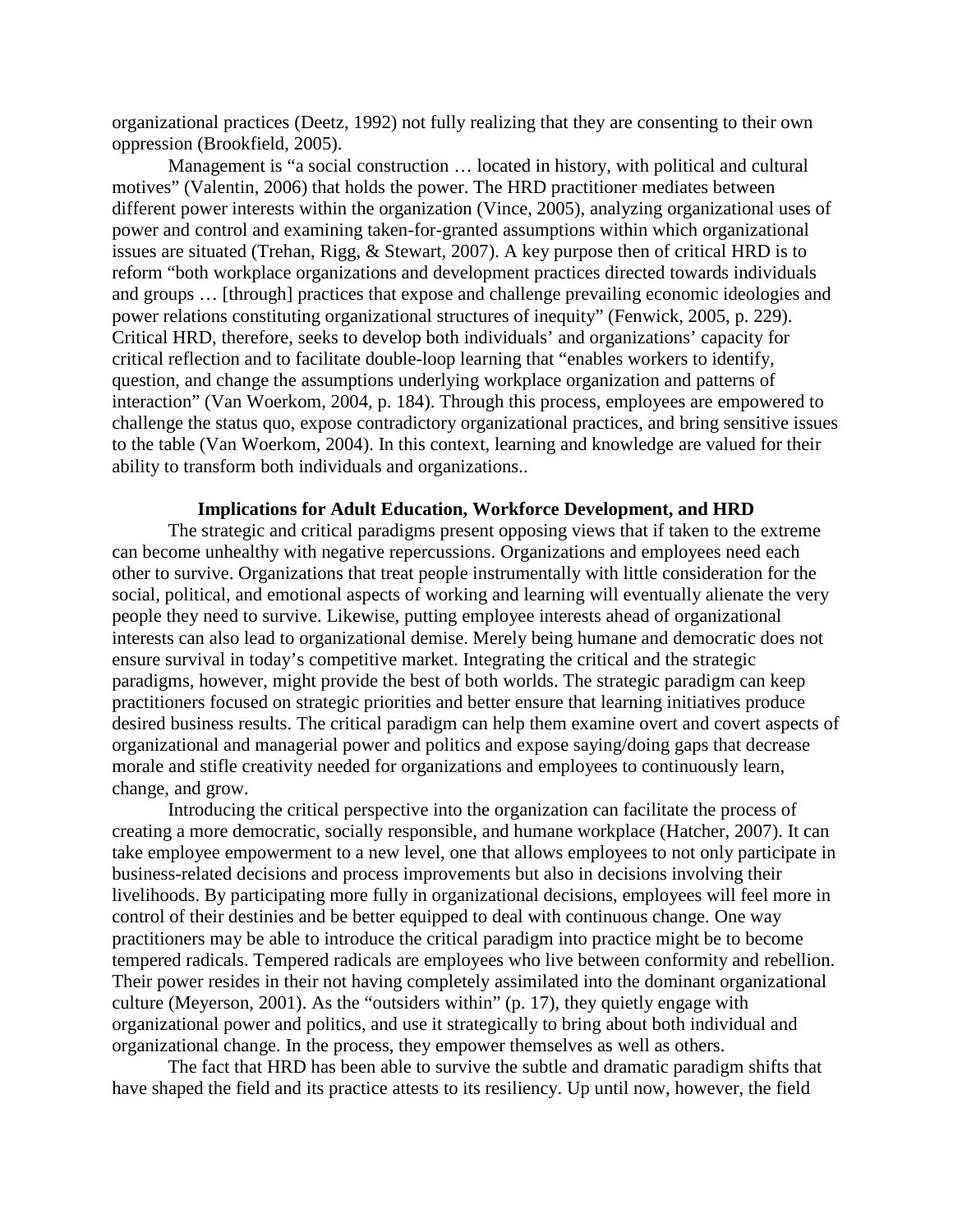organizational practices (Deetz, 1992) not fully realizing that they are consenting to their own oppression (Brookfield, 2005).

Management is "a social construction … located in history, with political and cultural motives" (Valentin, 2006) that holds the power. The HRD practitioner mediates between different power interests within the organization (Vince, 2005), analyzing organizational uses of power and control and examining taken-for-granted assumptions within which organizational issues are situated (Trehan, Rigg, & Stewart, 2007). A key purpose then of critical HRD is to reform "both workplace organizations and development practices directed towards individuals and groups … [through] practices that expose and challenge prevailing economic ideologies and power relations constituting organizational structures of inequity" (Fenwick, 2005, p. 229). Critical HRD, therefore, seeks to develop both individuals' and organizations' capacity for critical reflection and to facilitate double-loop learning that "enables workers to identify, question, and change the assumptions underlying workplace organization and patterns of interaction" (Van Woerkom, 2004, p. 184). Through this process, employees are empowered to challenge the status quo, expose contradictory organizational practices, and bring sensitive issues to the table (Van Woerkom, 2004). In this context, learning and knowledge are valued for their ability to transform both individuals and organizations..

## Implications for Adult Education, Workforce Development, and HRD

The strategic and critical paradigms present opposing views that if taken to the extreme can become unhealthy with negative repercussions. Organizations and employees need each other to survive. Organizations that treat people instrumentally with little consideration for the social, political, and emotional aspects of working and learning will eventually alienate the very people they need to survive. Likewise, putting employee interests ahead of organizational interests can also lead to organizational demise. Merely being humane and democratic does not ensure survival in today's competitive market. Integrating the critical and the strategic paradigms, however, might provide the best of both worlds. The strategic paradigm can keep practitioners focused on strategic priorities and better ensure that learning initiatives produce desired business results. The critical paradigm can help them examine overt and covert aspects of organizational and managerial power and politics and expose saying/doing gaps that decrease morale and stifle creativity needed for organizations and employees to continuously learn, change, and grow.

Introducing the critical perspective into the organization can facilitate the process of creating a more democratic, socially responsible, and humane workplace (Hatcher, 2007). It can take employee empowerment to a new level, one that allows employees to not only participate in business-related decisions and process improvements but also in decisions involving their livelihoods. By participating more fully in organizational decisions, employees will feel more in control of their destinies and be better equipped to deal with continuous change. One way practitioners may be able to introduce the critical paradigm into practice might be to become tempered radicals. Tempered radicals are employees who live between conformity and rebellion. Their power resides in their not having completely assimilated into the dominant organizational culture (Meyerson, 2001). As the "outsiders within" (p. 17), they quietly engage with organizational power and politics, and use it strategically to bring about both individual and organizational change. In the process, they empower themselves as well as others.

The fact that HRD has been able to survive the subtle and dramatic paradigm shifts that have shaped the field and its practice attests to its resiliency. Up until now, however, the field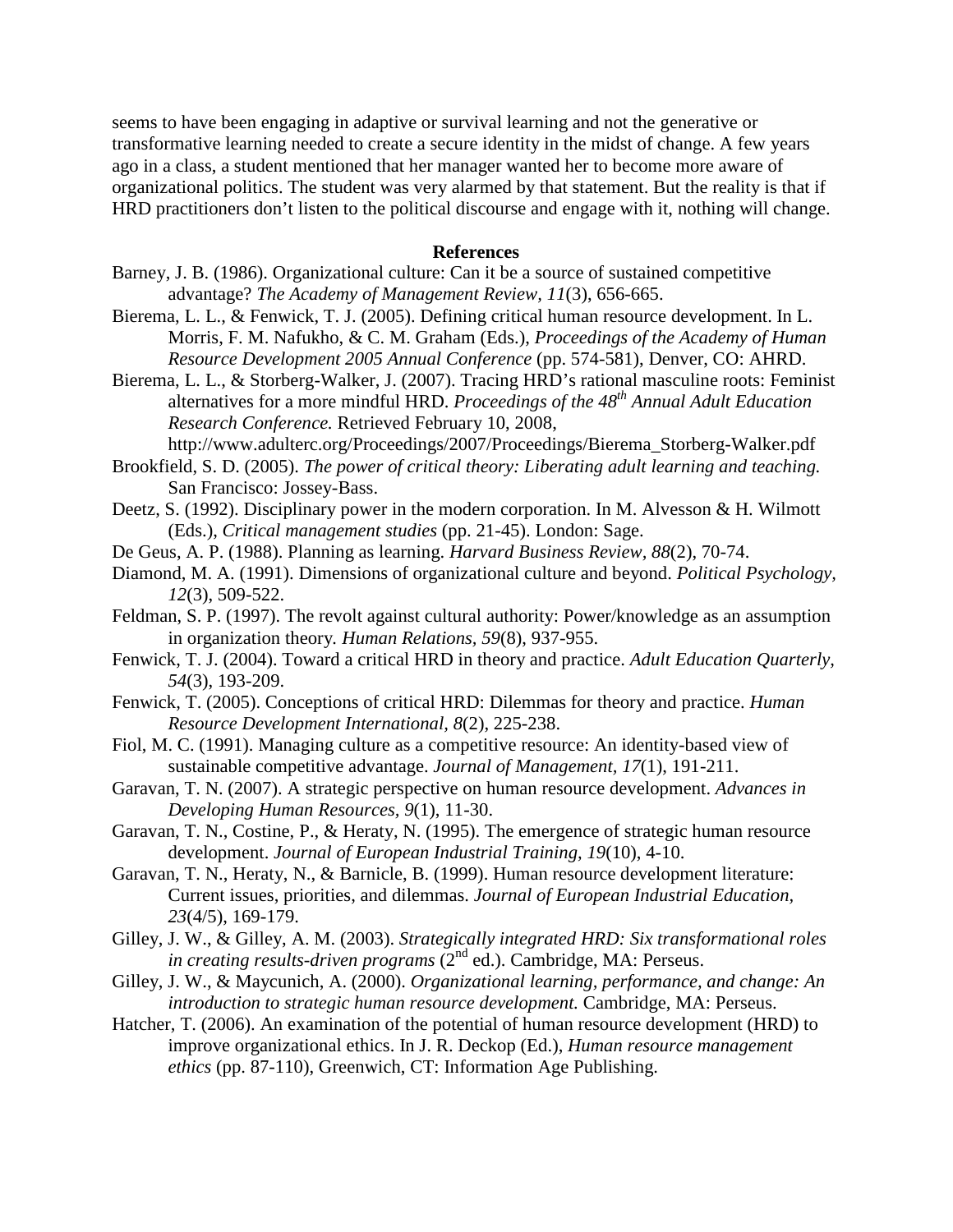seems to have been engaging in adaptive or survival learning and not the generative or transformative learning needed to create a secure identity in the midst of change. A few years ago in a class, a student mentioned that her manager wanted her to become more aware of organizational politics. The student was very alarmed by that statement. But the reality is that if HRD practitioners don't listen to the political discourse and engage with it, nothing will change.

## References

Barney, J. B. (1986). Organizational culture: Can it be a source of sustained competitive advantage? *The Academy of Management Review, 11*(3), 656-665.

Bierema, L. L., & Fenwick, T. J. (2005). Defining critical human resource development. In L. Morris, F. M. Nafukho, & C. M. Graham (Eds.), *Proceedings of the Academy of Human Resource Development 2005 Annual Conference* (pp. 574-581), Denver, CO: AHRD.

Bierema, L. L., & Storberg-Walker, J. (2007). Tracing HRD's rational masculine roots: Feminist alternatives for a more mindful HRD. *Proceedings of the 48th Annual Adult Education Research Conference.* Retrieved February 10, 2008, http://www.adulterc.org/Proceedings/2007/Proceedings/Bierema_Storberg-Walker.pdf

Brookfield, S. D. (2005). *The power of critical theory: Liberating adult learning and teaching.* San Francisco: Jossey-Bass.

Deetz, S. (1992). Disciplinary power in the modern corporation. In M. Alvesson & H. Wilmott (Eds.), *Critical management studies* (pp. 21-45). London: Sage.

De Geus, A. P. (1988). Planning as learning. *Harvard Business Review, 88*(2), 70-74.

Diamond, M. A. (1991). Dimensions of organizational culture and beyond. *Political Psychology, 12*(3), 509-522.

Feldman, S. P. (1997). The revolt against cultural authority: Power/knowledge as an assumption in organization theory. *Human Relations, 59*(8), 937-955.

Fenwick, T. J. (2004). Toward a critical HRD in theory and practice. *Adult Education Quarterly, 54*(3), 193-209.

Fenwick, T. (2005). Conceptions of critical HRD: Dilemmas for theory and practice. *Human Resource Development International, 8*(2), 225-238.

Fiol, M. C. (1991). Managing culture as a competitive resource: An identity-based view of sustainable competitive advantage. *Journal of Management, 17*(1), 191-211.

Garavan, T. N. (2007). A strategic perspective on human resource development. *Advances in Developing Human Resources, 9*(1), 11-30.

Garavan, T. N., Costine, P., & Heraty, N. (1995). The emergence of strategic human resource development. *Journal of European Industrial Training, 19*(10), 4-10.

Garavan, T. N., Heraty, N., & Barnicle, B. (1999). Human resource development literature: Current issues, priorities, and dilemmas. *Journal of European Industrial Education, 23*(4/5), 169-179.

Gilley, J. W., & Gilley, A. M. (2003). *Strategically integrated HRD: Six transformational roles in creating results-driven programs* (2nd ed.). Cambridge, MA: Perseus.

Gilley, J. W., & Maycunich, A. (2000). *Organizational learning, performance, and change: An introduction to strategic human resource development.* Cambridge, MA: Perseus.

Hatcher, T. (2006). An examination of the potential of human resource development (HRD) to improve organizational ethics. In J. R. Deckop (Ed.), *Human resource management ethics* (pp. 87-110), Greenwich, CT: Information Age Publishing.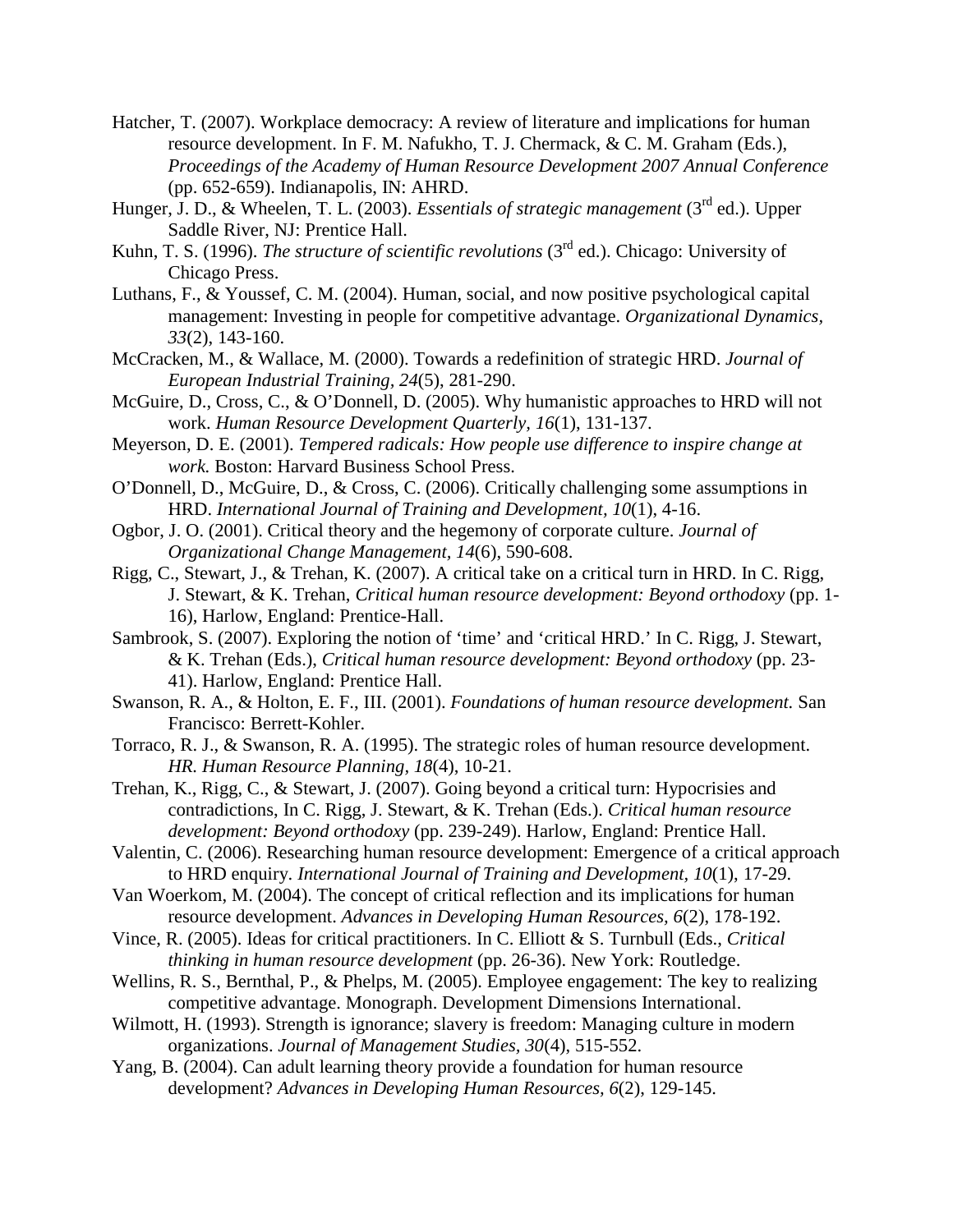Hatcher, T. (2007). Workplace democracy: A review of literature and implications for human resource development. In F. M. Nafukho, T. J. Chermack, & C. M. Graham (Eds.), *Proceedings of the Academy of Human Resource Development 2007 Annual Conference* (pp. 652-659). Indianapolis, IN: AHRD.

Hunger, J. D., & Wheelen, T. L. (2003). *Essentials of strategic management* (3rd ed.). Upper Saddle River, NJ: Prentice Hall.

Kuhn, T. S. (1996). *The structure of scientific revolutions* (3rd ed.). Chicago: University of Chicago Press.

Luthans, F., & Youssef, C. M. (2004). Human, social, and now positive psychological capital management: Investing in people for competitive advantage. *Organizational Dynamics, 33*(2), 143-160.

McCracken, M., & Wallace, M. (2000). Towards a redefinition of strategic HRD. *Journal of European Industrial Training, 24*(5), 281-290.

McGuire, D., Cross, C., & O'Donnell, D. (2005). Why humanistic approaches to HRD will not work. *Human Resource Development Quarterly, 16*(1), 131-137.

Meyerson, D. E. (2001). *Tempered radicals: How people use difference to inspire change at work.* Boston: Harvard Business School Press.

O'Donnell, D., McGuire, D., & Cross, C. (2006). Critically challenging some assumptions in HRD. *International Journal of Training and Development, 10*(1), 4-16.

Ogbor, J. O. (2001). Critical theory and the hegemony of corporate culture. *Journal of Organizational Change Management, 14*(6), 590-608.

Rigg, C., Stewart, J., & Trehan, K. (2007). A critical take on a critical turn in HRD. In C. Rigg, J. Stewart, & K. Trehan, *Critical human resource development: Beyond orthodoxy* (pp. 1-16), Harlow, England: Prentice-Hall.

Sambrook, S. (2007). Exploring the notion of 'time' and 'critical HRD.' In C. Rigg, J. Stewart, & K. Trehan (Eds.), *Critical human resource development: Beyond orthodoxy* (pp. 23-41). Harlow, England: Prentice Hall.

Swanson, R. A., & Holton, E. F., III. (2001). *Foundations of human resource development.* San Francisco: Berrett-Kohler.

Torraco, R. J., & Swanson, R. A. (1995). The strategic roles of human resource development. *HR. Human Resource Planning, 18*(4), 10-21.

Trehan, K., Rigg, C., & Stewart, J. (2007). Going beyond a critical turn: Hypocrisies and contradictions, In C. Rigg, J. Stewart, & K. Trehan (Eds.). *Critical human resource development: Beyond orthodoxy* (pp. 239-249). Harlow, England: Prentice Hall.

Valentin, C. (2006). Researching human resource development: Emergence of a critical approach to HRD enquiry. *International Journal of Training and Development, 10*(1), 17-29.

Van Woerkom, M. (2004). The concept of critical reflection and its implications for human resource development. *Advances in Developing Human Resources, 6*(2), 178-192.

Vince, R. (2005). Ideas for critical practitioners. In C. Elliott & S. Turnbull (Eds., *Critical thinking in human resource development* (pp. 26-36). New York: Routledge.

Wellins, R. S., Bernthal, P., & Phelps, M. (2005). Employee engagement: The key to realizing competitive advantage. Monograph. Development Dimensions International.

Wilmott, H. (1993). Strength is ignorance; slavery is freedom: Managing culture in modern organizations. *Journal of Management Studies, 30*(4), 515-552.

Yang, B. (2004). Can adult learning theory provide a foundation for human resource development? *Advances in Developing Human Resources, 6*(2), 129-145.